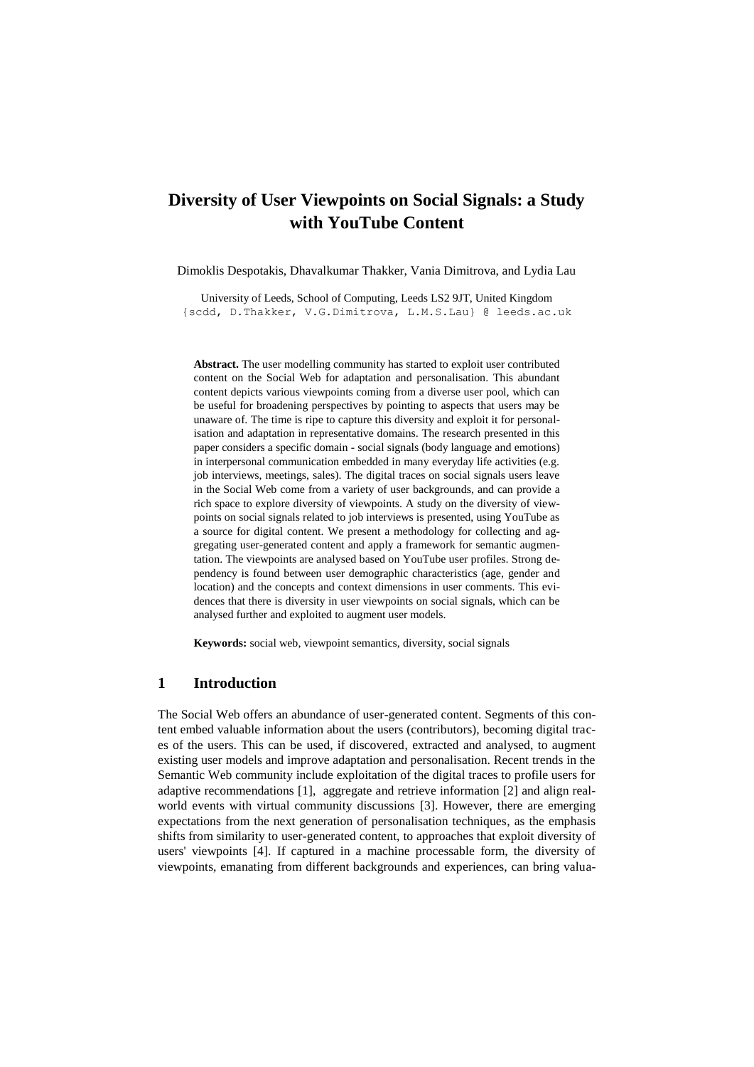# Diversity of User Viewpoints on Social Signals: a Study with YouTube Content

Dimoklis Despotakis, Dhavalkumar Thakker, Vania Dimitrova, and Lydia Lau

University of Leeds, School of Computing, Leeds LS2 9JT, United Kingdom
{scdd, D.Thakker, V.G.Dimitrova, L.M.S.Lau} @ leeds.ac.uk

**Abstract.** The user modelling community has started to exploit user contributed content on the Social Web for adaptation and personalisation. This abundant content depicts various viewpoints coming from a diverse user pool, which can be useful for broadening perspectives by pointing to aspects that users may be unaware of. The time is ripe to capture this diversity and exploit it for personalisation and adaptation in representative domains. The research presented in this paper considers a specific domain - social signals (body language and emotions) in interpersonal communication embedded in many everyday life activities (e.g. job interviews, meetings, sales). The digital traces on social signals users leave in the Social Web come from a variety of user backgrounds, and can provide a rich space to explore diversity of viewpoints. A study on the diversity of viewpoints on social signals related to job interviews is presented, using YouTube as a source for digital content. We present a methodology for collecting and aggregating user-generated content and apply a framework for semantic augmentation. The viewpoints are analysed based on YouTube user profiles. Strong dependency is found between user demographic characteristics (age, gender and location) and the concepts and context dimensions in user comments. This evidences that there is diversity in user viewpoints on social signals, which can be analysed further and exploited to augment user models.

**Keywords:** social web, viewpoint semantics, diversity, social signals

## 1 Introduction

The Social Web offers an abundance of user-generated content. Segments of this content embed valuable information about the users (contributors), becoming digital traces of the users. This can be used, if discovered, extracted and analysed, to augment existing user models and improve adaptation and personalisation. Recent trends in the Semantic Web community include exploitation of the digital traces to profile users for adaptive recommendations [1], aggregate and retrieve information [2] and align real-world events with virtual community discussions [3]. However, there are emerging expectations from the next generation of personalisation techniques, as the emphasis shifts from similarity to user-generated content, to approaches that exploit diversity of users' viewpoints [4]. If captured in a machine processable form, the diversity of viewpoints, emanating from different backgrounds and experiences, can bring valua-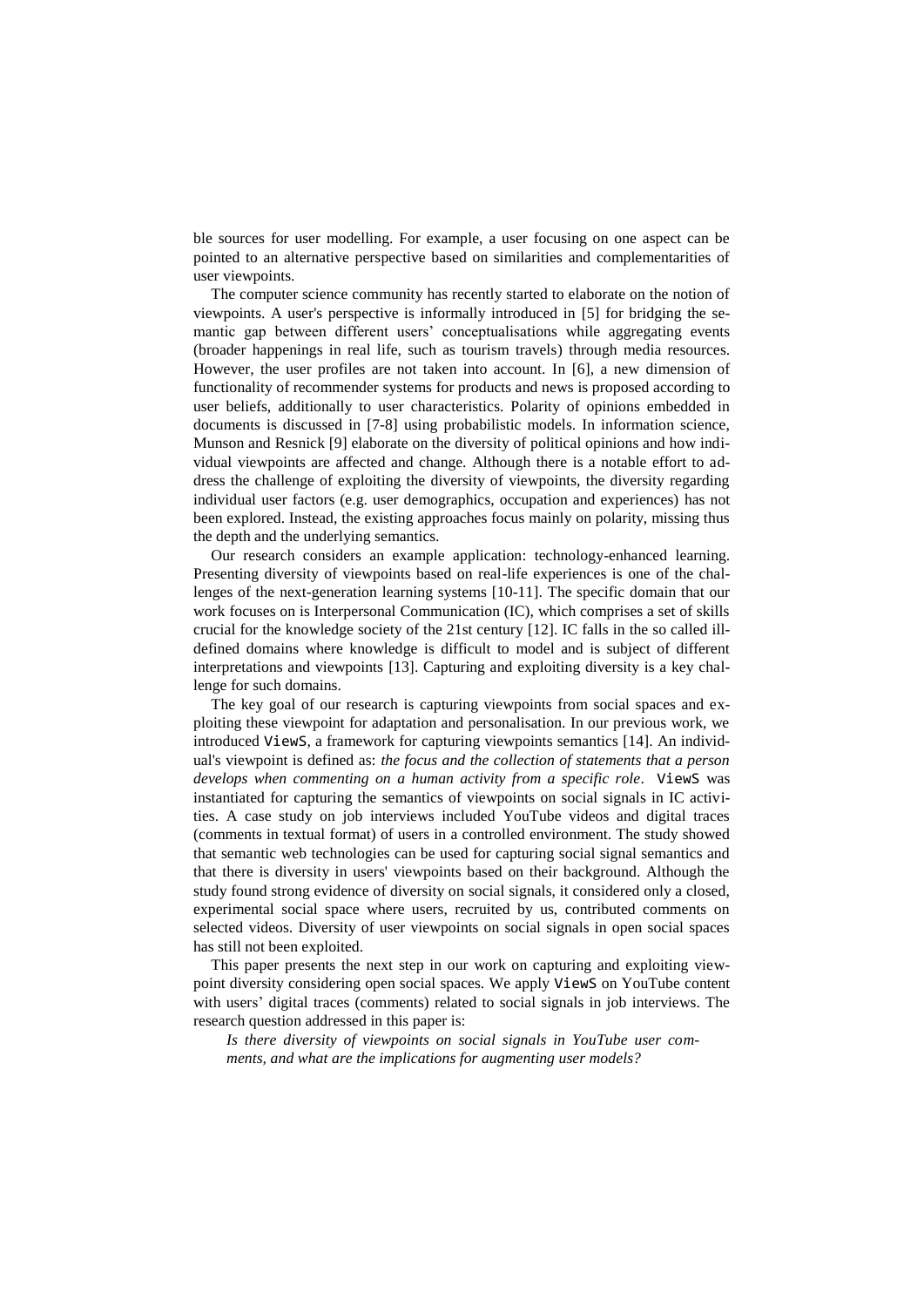ble sources for user modelling. For example, a user focusing on one aspect can be pointed to an alternative perspective based on similarities and complementarities of user viewpoints.

The computer science community has recently started to elaborate on the notion of viewpoints. A user's perspective is informally introduced in [5] for bridging the semantic gap between different users' conceptualisations while aggregating events (broader happenings in real life, such as tourism travels) through media resources. However, the user profiles are not taken into account. In [6], a new dimension of functionality of recommender systems for products and news is proposed according to user beliefs, additionally to user characteristics. Polarity of opinions embedded in documents is discussed in [7-8] using probabilistic models. In information science, Munson and Resnick [9] elaborate on the diversity of political opinions and how individual viewpoints are affected and change. Although there is a notable effort to address the challenge of exploiting the diversity of viewpoints, the diversity regarding individual user factors (e.g. user demographics, occupation and experiences) has not been explored. Instead, the existing approaches focus mainly on polarity, missing thus the depth and the underlying semantics.

Our research considers an example application: technology-enhanced learning. Presenting diversity of viewpoints based on real-life experiences is one of the challenges of the next-generation learning systems [10-11]. The specific domain that our work focuses on is Interpersonal Communication (IC), which comprises a set of skills crucial for the knowledge society of the 21st century [12]. IC falls in the so called ill-defined domains where knowledge is difficult to model and is subject of different interpretations and viewpoints [13]. Capturing and exploiting diversity is a key challenge for such domains.

The key goal of our research is capturing viewpoints from social spaces and exploiting these viewpoint for adaptation and personalisation. In our previous work, we introduced `ViewS`, a framework for capturing viewpoints semantics [14]. An individual's viewpoint is defined as: *the focus and the collection of statements that a person develops when commenting on a human activity from a specific role*. `ViewS` was instantiated for capturing the semantics of viewpoints on social signals in IC activities. A case study on job interviews included YouTube videos and digital traces (comments in textual format) of users in a controlled environment. The study showed that semantic web technologies can be used for capturing social signal semantics and that there is diversity in users' viewpoints based on their background. Although the study found strong evidence of diversity on social signals, it considered only a closed, experimental social space where users, recruited by us, contributed comments on selected videos. Diversity of user viewpoints on social signals in open social spaces has still not been exploited.

This paper presents the next step in our work on capturing and exploiting viewpoint diversity considering open social spaces. We apply `ViewS` on YouTube content with users' digital traces (comments) related to social signals in job interviews. The research question addressed in this paper is:

> *Is there diversity of viewpoints on social signals in YouTube user comments, and what are the implications for augmenting user models?*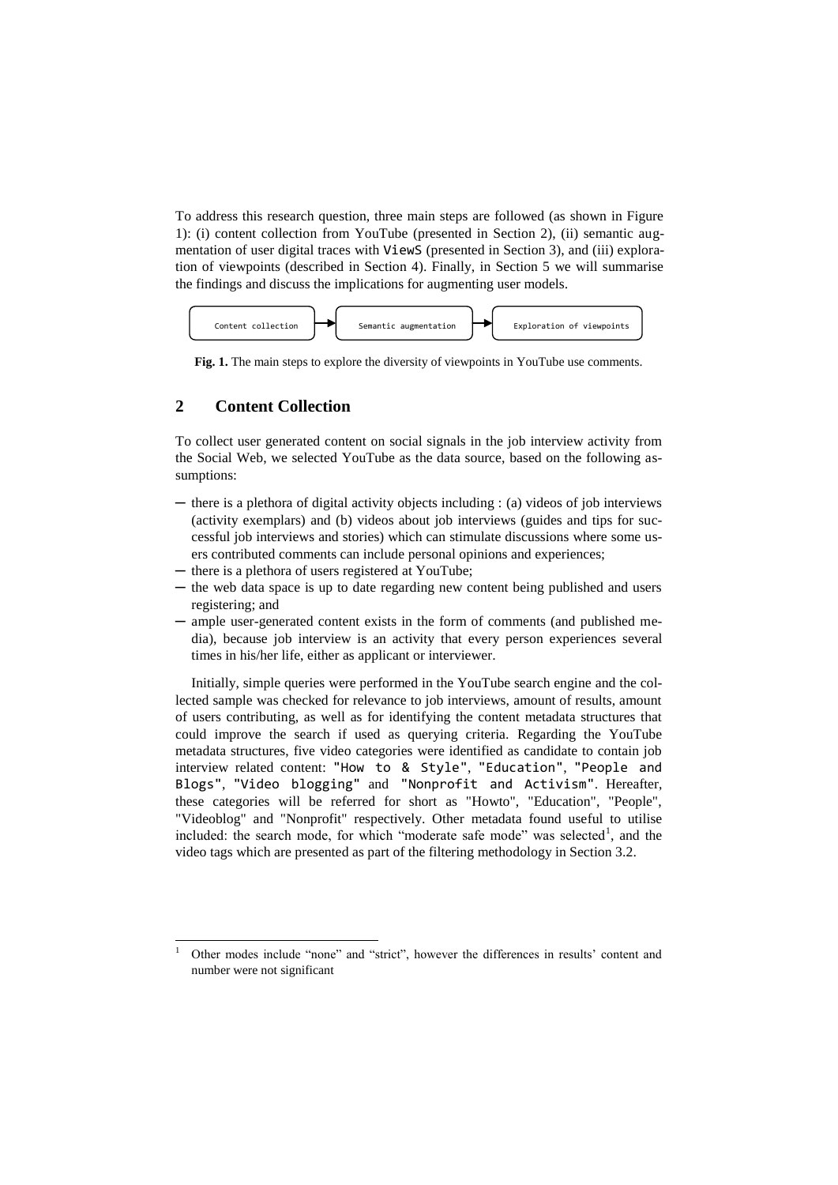To address this research question, three main steps are followed (as shown in Figure 1): (i) content collection from YouTube (presented in Section 2), (ii) semantic augmentation of user digital traces with `ViewS` (presented in Section 3), and (iii) exploration of viewpoints (described in Section 4). Finally, in Section 5 we will summarise the findings and discuss the implications for augmenting user models.

Content collection → Semantic augmentation → Exploration of viewpoints

**Fig. 1.** The main steps to explore the diversity of viewpoints in YouTube use comments.

## 2 Content Collection

To collect user generated content on social signals in the job interview activity from the Social Web, we selected YouTube as the data source, based on the following assumptions:

- there is a plethora of digital activity objects including : (a) videos of job interviews (activity exemplars) and (b) videos about job interviews (guides and tips for successful job interviews and stories) which can stimulate discussions where some users contributed comments can include personal opinions and experiences;
- there is a plethora of users registered at YouTube;
- the web data space is up to date regarding new content being published and users registering; and
- ample user-generated content exists in the form of comments (and published media), because job interview is an activity that every person experiences several times in his/her life, either as applicant or interviewer.

Initially, simple queries were performed in the YouTube search engine and the collected sample was checked for relevance to job interviews, amount of results, amount of users contributing, as well as for identifying the content metadata structures that could improve the search if used as querying criteria. Regarding the YouTube metadata structures, five video categories were identified as candidate to contain job interview related content: `"How to & Style"`, `"Education"`, `"People and Blogs"`, `"Video blogging"` and `"Nonprofit and Activism"`. Hereafter, these categories will be referred for short as "Howto", "Education", "People", "Videoblog" and "Nonprofit" respectively. Other metadata found useful to utilise included: the search mode, for which "moderate safe mode" was selected[1], and the video tags which are presented as part of the filtering methodology in Section 3.2.

[1] Other modes include "none" and "strict", however the differences in results' content and number were not significant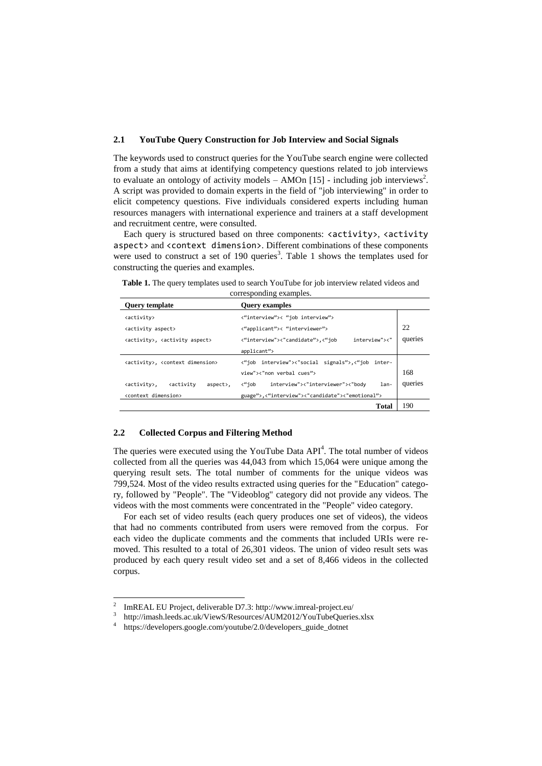### 2.1 YouTube Query Construction for Job Interview and Social Signals

The keywords used to construct queries for the YouTube search engine were collected from a study that aims at identifying competency questions related to job interviews to evaluate an ontology of activity models – AMOn [15] - including job interviews[2]. A script was provided to domain experts in the field of "job interviewing" in order to elicit competency questions. Five individuals considered experts including human resources managers with international experience and trainers at a staff development and recruitment centre, were consulted.

Each query is structured based on three components: `<activity>`, `<activity aspect>` and `<context dimension>`. Different combinations of these components were used to construct a set of 190 queries[3]. Table 1 shows the templates used for constructing the queries and examples.

**Table 1.** The query templates used to search YouTube for job interview related videos and corresponding examples.

| Query template | Query examples | |
|---|---|---|
| `<activity>` | `<"interview">< "job interview">` | 22 queries |
| `<activity aspect>` | `<"applicant">< "interviewer">` | |
| `<activity>, <activity aspect>` | `<"interview"><"candidate">,<"job interview"><"applicant">` | |
| `<activity>, <context dimension>` | `<"job interview"><"social signals">,<"job interview"><"non verbal cues">` | 168 queries |
| `<activity>, <activity aspect>, <context dimension>` | `<"job interview"><"interviewer"><"body language">,<"interview"><"candidate"><"emotional">` | |
| | **Total** | 190 |

### 2.2 Collected Corpus and Filtering Method

The queries were executed using the YouTube Data API[4]. The total number of videos collected from all the queries was 44,043 from which 15,064 were unique among the querying result sets. The total number of comments for the unique videos was 799,524. Most of the video results extracted using queries for the "Education" category, followed by "People". The "Videoblog" category did not provide any videos. The videos with the most comments were concentrated in the "People" video category.

For each set of video results (each query produces one set of videos), the videos that had no comments contributed from users were removed from the corpus. For each video the duplicate comments and the comments that included URIs were removed. This resulted to a total of 26,301 videos. The union of video result sets was produced by each query result video set and a set of 8,466 videos in the collected corpus.

---

[2] ImREAL EU Project, deliverable D7.3: http://www.imreal-project.eu/

[3] http://imash.leeds.ac.uk/ViewS/Resources/AUM2012/YouTubeQueries.xlsx

[4] https://developers.google.com/youtube/2.0/developers_guide_dotnet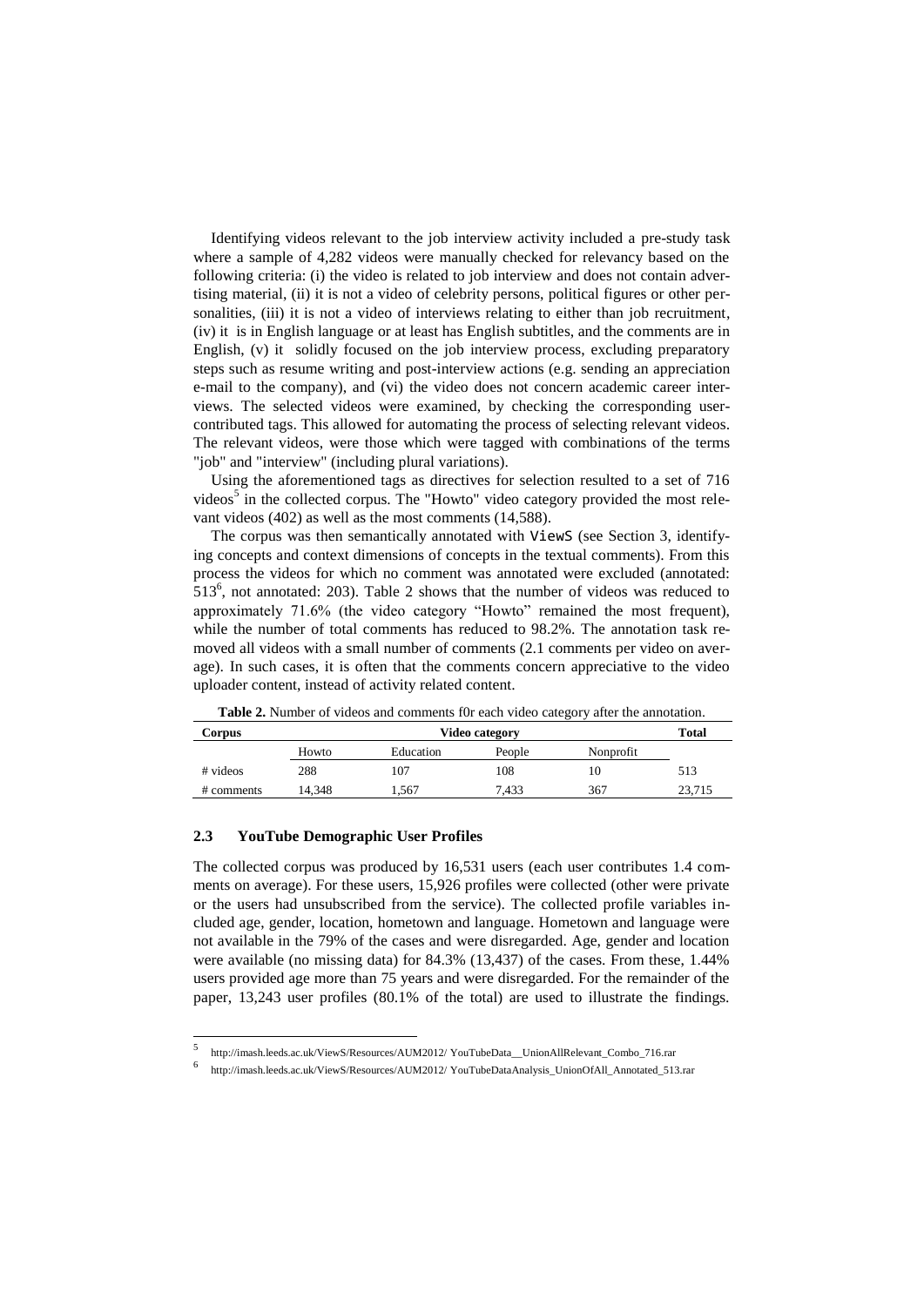Identifying videos relevant to the job interview activity included a pre-study task where a sample of 4,282 videos were manually checked for relevancy based on the following criteria: (i) the video is related to job interview and does not contain advertising material, (ii) it is not a video of celebrity persons, political figures or other personalities, (iii) it is not a video of interviews relating to either than job recruitment, (iv) it is in English language or at least has English subtitles, and the comments are in English, (v) it solidly focused on the job interview process, excluding preparatory steps such as resume writing and post-interview actions (e.g. sending an appreciation e-mail to the company), and (vi) the video does not concern academic career interviews. The selected videos were examined, by checking the corresponding user-contributed tags. This allowed for automating the process of selecting relevant videos. The relevant videos, were those which were tagged with combinations of the terms "job" and "interview" (including plural variations).

Using the aforementioned tags as directives for selection resulted to a set of 716 videos[5] in the collected corpus. The "Howto" video category provided the most relevant videos (402) as well as the most comments (14,588).

The corpus was then semantically annotated with ViewS (see Section 3, identifying concepts and context dimensions of concepts in the textual comments). From this process the videos for which no comment was annotated were excluded (annotated: 513[6], not annotated: 203). Table 2 shows that the number of videos was reduced to approximately 71.6% (the video category "Howto" remained the most frequent), while the number of total comments has reduced to 98.2%. The annotation task removed all videos with a small number of comments (2.1 comments per video on average). In such cases, it is often that the comments concern appreciative to the video uploader content, instead of activity related content.

**Table 2.** Number of videos and comments f0r each video category after the annotation.

| Corpus | Video category | | | | Total |
|---|---|---|---|---|---|
| | Howto | Education | People | Nonprofit | |
| # videos | 288 | 107 | 108 | 10 | 513 |
| # comments | 14,348 | 1,567 | 7,433 | 367 | 23,715 |

### 2.3 YouTube Demographic User Profiles

The collected corpus was produced by 16,531 users (each user contributes 1.4 comments on average). For these users, 15,926 profiles were collected (other were private or the users had unsubscribed from the service). The collected profile variables included age, gender, location, hometown and language. Hometown and language were not available in the 79% of the cases and were disregarded. Age, gender and location were available (no missing data) for 84.3% (13,437) of the cases. From these, 1.44% users provided age more than 75 years and were disregarded. For the remainder of the paper, 13,243 user profiles (80.1% of the total) are used to illustrate the findings.

[5] http://imash.leeds.ac.uk/ViewS/Resources/AUM2012/ YouTubeData__UnionAllRelevant_Combo_716.rar

[6] http://imash.leeds.ac.uk/ViewS/Resources/AUM2012/ YouTubeDataAnalysis_UnionOfAll_Annotated_513.rar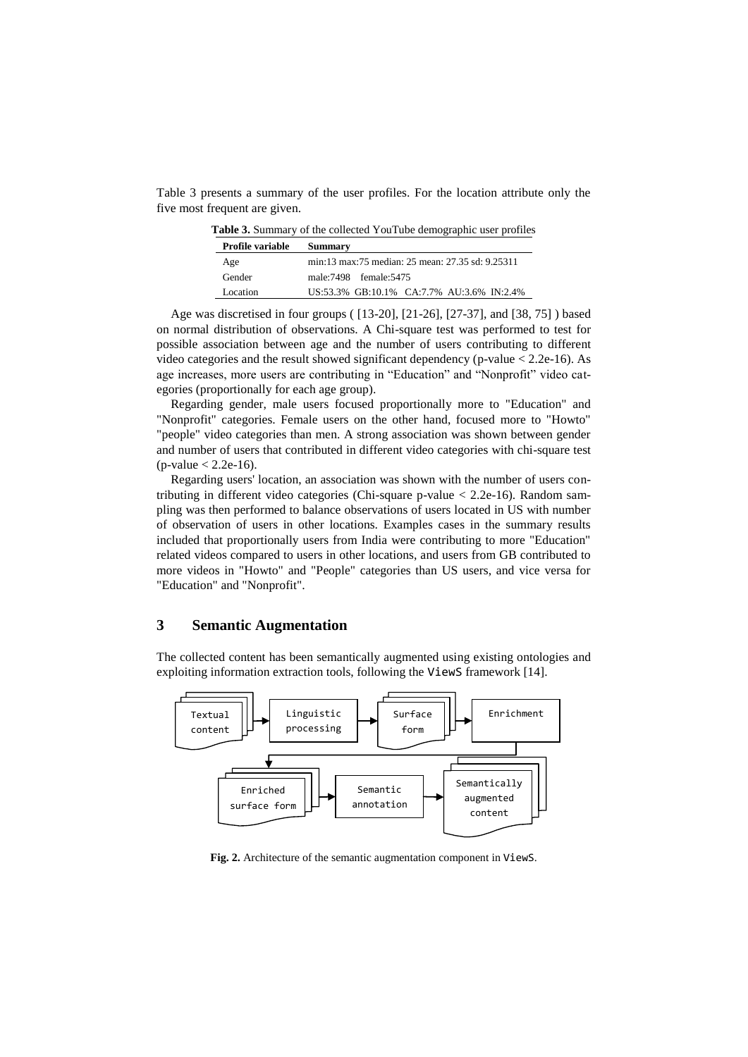Table 3 presents a summary of the user profiles. For the location attribute only the five most frequent are given.

**Table 3.** Summary of the collected YouTube demographic user profiles

| Profile variable | Summary |
|---|---|
| Age | min:13 max:75 median: 25 mean: 27.35 sd: 9.25311 |
| Gender | male:7498 female:5475 |
| Location | US:53.3% GB:10.1% CA:7.7% AU:3.6% IN:2.4% |

Age was discretised in four groups ( [13-20], [21-26], [27-37], and [38, 75] ) based on normal distribution of observations. A Chi-square test was performed to test for possible association between age and the number of users contributing to different video categories and the result showed significant dependency (p-value < 2.2e-16). As age increases, more users are contributing in "Education" and "Nonprofit" video categories (proportionally for each age group).

Regarding gender, male users focused proportionally more to "Education" and "Nonprofit" categories. Female users on the other hand, focused more to "Howto" "people" video categories than men. A strong association was shown between gender and number of users that contributed in different video categories with chi-square test (p-value < 2.2e-16).

Regarding users' location, an association was shown with the number of users contributing in different video categories (Chi-square p-value < 2.2e-16). Random sampling was then performed to balance observations of users located in US with number of observation of users in other locations. Examples cases in the summary results included that proportionally users from India were contributing to more "Education" related videos compared to users in other locations, and users from GB contributed to more videos in "Howto" and "People" categories than US users, and vice versa for "Education" and "Nonprofit".

## 3 Semantic Augmentation

The collected content has been semantically augmented using existing ontologies and exploiting information extraction tools, following the ViewS framework [14].

**Fig. 2.** Architecture of the semantic augmentation component in ViewS.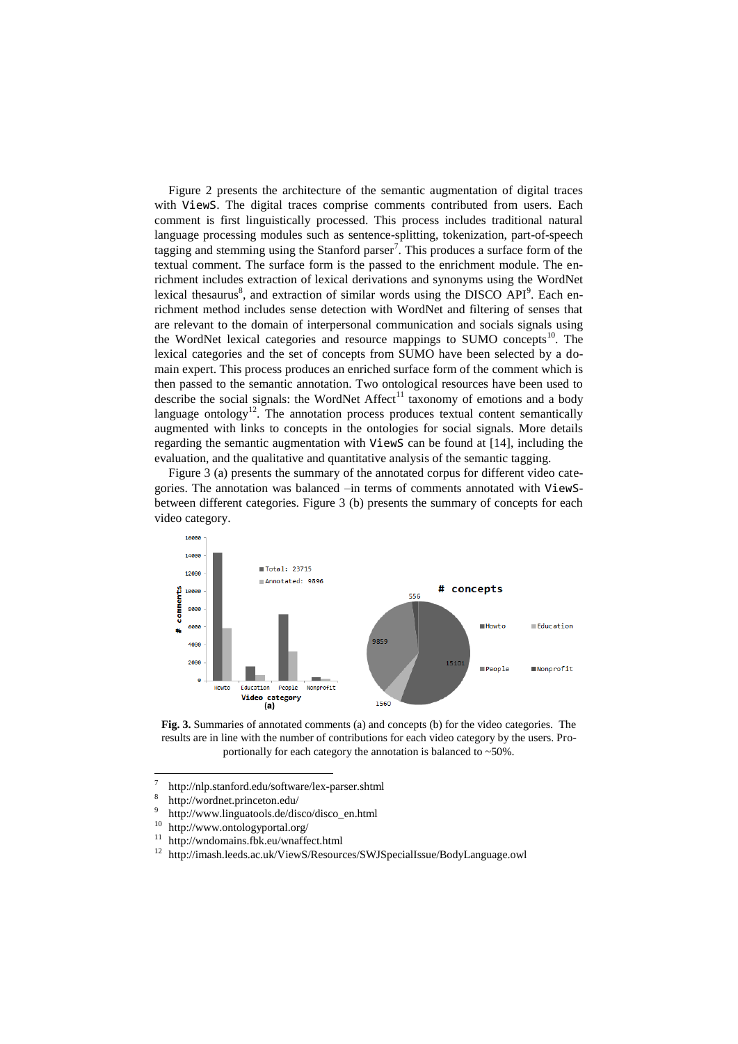Figure 2 presents the architecture of the semantic augmentation of digital traces with ViewS. The digital traces comprise comments contributed from users. Each comment is first linguistically processed. This process includes traditional natural language processing modules such as sentence-splitting, tokenization, part-of-speech tagging and stemming using the Stanford parser[7]. This produces a surface form of the textual comment. The surface form is the passed to the enrichment module. The enrichment includes extraction of lexical derivations and synonyms using the WordNet lexical thesaurus[8], and extraction of similar words using the DISCO API[9]. Each enrichment method includes sense detection with WordNet and filtering of senses that are relevant to the domain of interpersonal communication and socials signals using the WordNet lexical categories and resource mappings to SUMO concepts[10]. The lexical categories and the set of concepts from SUMO have been selected by a domain expert. This process produces an enriched surface form of the comment which is then passed to the semantic annotation. Two ontological resources have been used to describe the social signals: the WordNet Affect[11] taxonomy of emotions and a body language ontology[12]. The annotation process produces textual content semantically augmented with links to concepts in the ontologies for social signals. More details regarding the semantic augmentation with ViewS can be found at [14], including the evaluation, and the qualitative and quantitative analysis of the semantic tagging.

Figure 3 (a) presents the summary of the annotated corpus for different video categories. The annotation was balanced –in terms of comments annotated with ViewS- between different categories. Figure 3 (b) presents the summary of concepts for each video category.

**Fig. 3.** Summaries of annotated comments (a) and concepts (b) for the video categories. The results are in line with the number of contributions for each video category by the users. Proportionally for each category the annotation is balanced to ~50%.

[7] http://nlp.stanford.edu/software/lex-parser.shtml

[8] http://wordnet.princeton.edu/

[9] http://www.linguatools.de/disco/disco_en.html

[10] http://www.ontologyportal.org/

[11] http://wndomains.fbk.eu/wnaffect.html

[12] http://imash.leeds.ac.uk/ViewS/Resources/SWJSpecialIssue/BodyLanguage.owl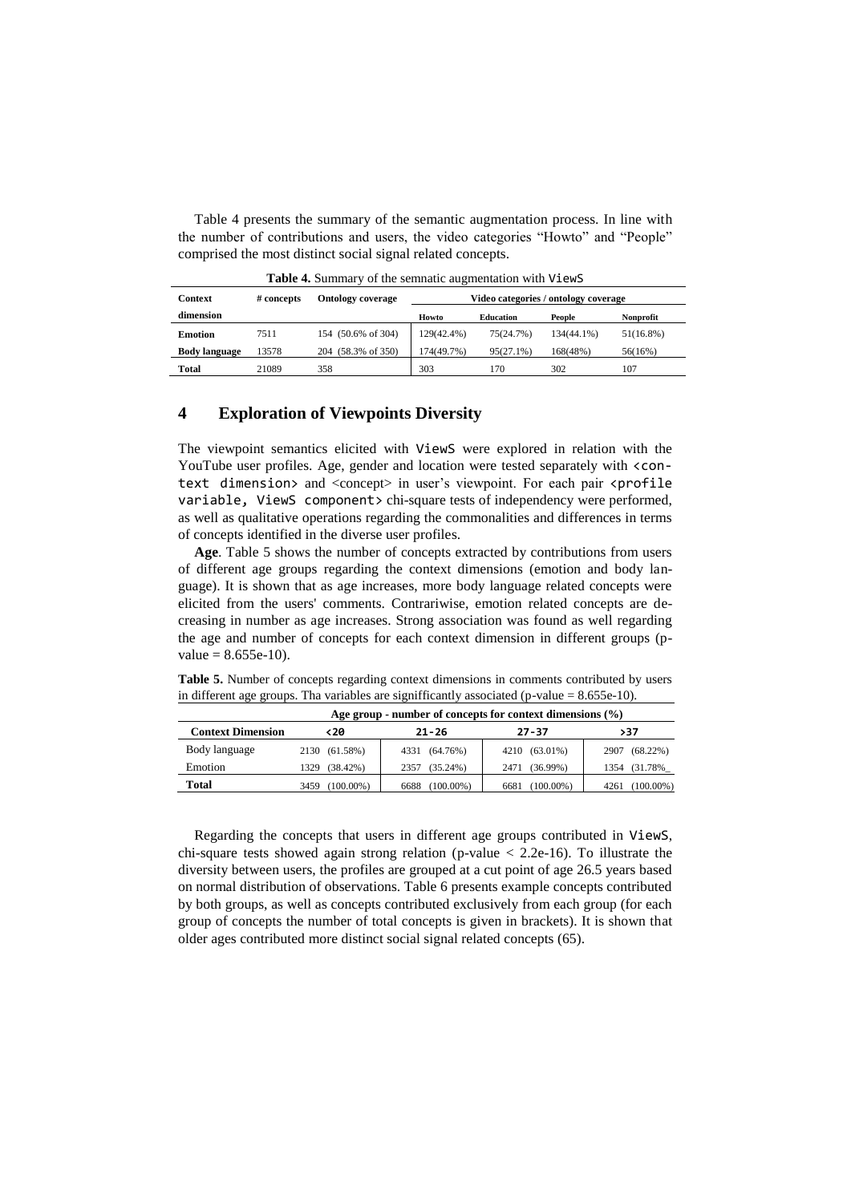Table 4 presents the summary of the semantic augmentation process. In line with the number of contributions and users, the video categories "Howto" and "People" comprised the most distinct social signal related concepts.

**Table 4.** Summary of the semnatic augmentation with ViewS

| Context dimension | # concepts | Ontology coverage | Video categories / ontology coverage | | | |
|---|---|---|---|---|---|---|
| | | | Howto | Education | People | Nonprofit |
| **Emotion** | 7511 | 154 (50.6% of 304) | 129(42.4%) | 75(24.7%) | 134(44.1%) | 51(16.8%) |
| **Body language** | 13578 | 204 (58.3% of 350) | 174(49.7%) | 95(27.1%) | 168(48%) | 56(16%) |
| **Total** | 21089 | 358 | 303 | 170 | 302 | 107 |

## 4 Exploration of Viewpoints Diversity

The viewpoint semantics elicited with ViewS were explored in relation with the YouTube user profiles. Age, gender and location were tested separately with <context dimension> and <concept> in user's viewpoint. For each pair <profile variable, ViewS component> chi-square tests of independency were performed, as well as qualitative operations regarding the commonalities and differences in terms of concepts identified in the diverse user profiles.

**Age**. Table 5 shows the number of concepts extracted by contributions from users of different age groups regarding the context dimensions (emotion and body language). It is shown that as age increases, more body language related concepts were elicited from the users' comments. Contrariwise, emotion related concepts are decreasing in number as age increases. Strong association was found as well regarding the age and number of concepts for each context dimension in different groups (p-value = 8.655e-10).

**Table 5.** Number of concepts regarding context dimensions in comments contributed by users in different age groups. Tha variables are signifficantly associated (p-value = 8.655e-10).

| | Age group - number of concepts for context dimensions (%) | | | |
|---|---|---|---|---|
| **Context Dimension** | <20 | 21-26 | 27-37 | >37 |
| Body language | 2130 (61.58%) | 4331 (64.76%) | 4210 (63.01%) | 2907 (68.22%) |
| Emotion | 1329 (38.42%) | 2357 (35.24%) | 2471 (36.99%) | 1354 (31.78%_ |
| **Total** | 3459 (100.00%) | 6688 (100.00%) | 6681 (100.00%) | 4261 (100.00%) |

Regarding the concepts that users in different age groups contributed in ViewS, chi-square tests showed again strong relation (p-value < 2.2e-16). To illustrate the diversity between users, the profiles are grouped at a cut point of age 26.5 years based on normal distribution of observations. Table 6 presents example concepts contributed by both groups, as well as concepts contributed exclusively from each group (for each group of concepts the number of total concepts is given in brackets). It is shown that older ages contributed more distinct social signal related concepts (65).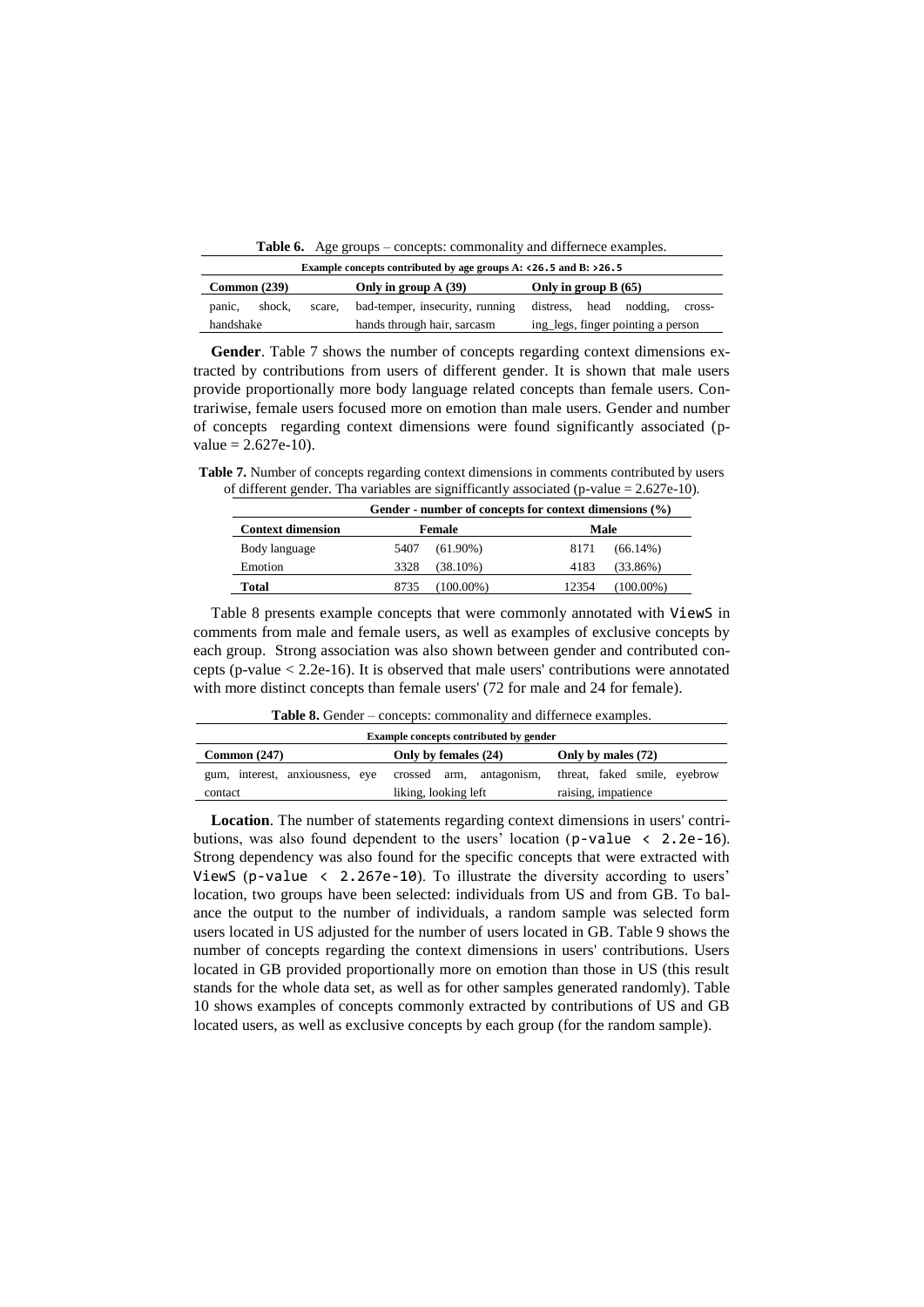**Table 6.** Age groups – concepts: commonality and differnece examples.

| Example concepts contributed by age groups A: `<26.5` and B: `>26.5` | | |
|---|---|---|
| **Common (239)** | **Only in group A (39)** | **Only in group B (65)** |
| panic, shock, scare, handshake | bad-temper, insecurity, running hands through hair, sarcasm | distress, head nodding, crossing_legs, finger pointing a person |

**Gender**. Table 7 shows the number of concepts regarding context dimensions extracted by contributions from users of different gender. It is shown that male users provide proportionally more body language related concepts than female users. Contrariwise, female users focused more on emotion than male users. Gender and number of concepts regarding context dimensions were found significantly associated (p-value = 2.627e-10).

**Table 7.** Number of concepts regarding context dimensions in comments contributed by users of different gender. Tha variables are signifficantly associated (p-value = 2.627e-10).

| | Gender - number of concepts for context dimensions (%) | | | |
|---|---|---|---|---|
| **Context dimension** | **Female** | | **Male** | |
| Body language | 5407 | (61.90%) | 8171 | (66.14%) |
| Emotion | 3328 | (38.10%) | 4183 | (33.86%) |
| **Total** | 8735 | (100.00%) | 12354 | (100.00%) |

Table 8 presents example concepts that were commonly annotated with `ViewS` in comments from male and female users, as well as examples of exclusive concepts by each group. Strong association was also shown between gender and contributed concepts (p-value < 2.2e-16). It is observed that male users' contributions were annotated with more distinct concepts than female users' (72 for male and 24 for female).

**Table 8.** Gender – concepts: commonality and differnece examples.

| Example concepts contributed by gender | | |
|---|---|---|
| **Common (247)** | **Only by females (24)** | **Only by males (72)** |
| gum, interest, anxiousness, eye contact | crossed arm, antagonism, liking, looking left | threat, faked smile, eyebrow raising, impatience |

**Location**. The number of statements regarding context dimensions in users' contributions, was also found dependent to the users' location (`p-value < 2.2e-16`). Strong dependency was also found for the specific concepts that were extracted with `ViewS` (`p-value < 2.267e-10`). To illustrate the diversity according to users' location, two groups have been selected: individuals from US and from GB. To balance the output to the number of individuals, a random sample was selected form users located in US adjusted for the number of users located in GB. Table 9 shows the number of concepts regarding the context dimensions in users' contributions. Users located in GB provided proportionally more on emotion than those in US (this result stands for the whole data set, as well as for other samples generated randomly). Table 10 shows examples of concepts commonly extracted by contributions of US and GB located users, as well as exclusive concepts by each group (for the random sample).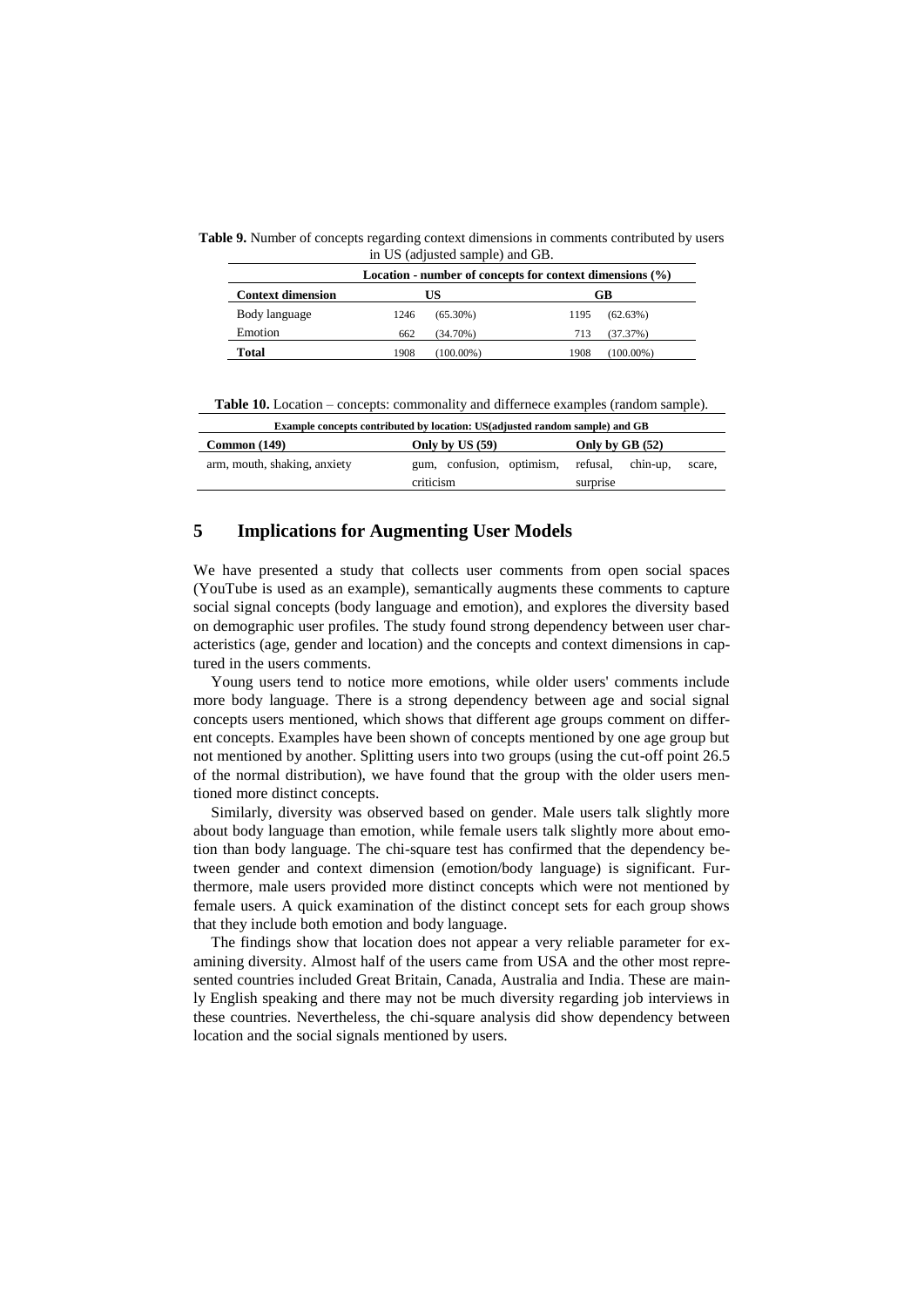**Table 9.** Number of concepts regarding context dimensions in comments contributed by users in US (adjusted sample) and GB.

| | Location - number of concepts for context dimensions (%) | | | |
|---|---|---|---|---|
| **Context dimension** | **US** | | **GB** | |
| Body language | 1246 | (65.30%) | 1195 | (62.63%) |
| Emotion | 662 | (34.70%) | 713 | (37.37%) |
| **Total** | 1908 | (100.00%) | 1908 | (100.00%) |

**Table 10.** Location – concepts: commonality and differnece examples (random sample).

| Example concepts contributed by location: US(adjusted random sample) and GB | | |
|---|---|---|
| **Common (149)** | **Only by US (59)** | **Only by GB (52)** |
| arm, mouth, shaking, anxiety | gum, confusion, optimism, criticism | refusal, chin-up, scare, surprise |

## 5 Implications for Augmenting User Models

We have presented a study that collects user comments from open social spaces (YouTube is used as an example), semantically augments these comments to capture social signal concepts (body language and emotion), and explores the diversity based on demographic user profiles. The study found strong dependency between user characteristics (age, gender and location) and the concepts and context dimensions in captured in the users comments.

Young users tend to notice more emotions, while older users' comments include more body language. There is a strong dependency between age and social signal concepts users mentioned, which shows that different age groups comment on different concepts. Examples have been shown of concepts mentioned by one age group but not mentioned by another. Splitting users into two groups (using the cut-off point 26.5 of the normal distribution), we have found that the group with the older users mentioned more distinct concepts.

Similarly, diversity was observed based on gender. Male users talk slightly more about body language than emotion, while female users talk slightly more about emotion than body language. The chi-square test has confirmed that the dependency between gender and context dimension (emotion/body language) is significant. Furthermore, male users provided more distinct concepts which were not mentioned by female users. A quick examination of the distinct concept sets for each group shows that they include both emotion and body language.

The findings show that location does not appear a very reliable parameter for examining diversity. Almost half of the users came from USA and the other most represented countries included Great Britain, Canada, Australia and India. These are mainly English speaking and there may not be much diversity regarding job interviews in these countries. Nevertheless, the chi-square analysis did show dependency between location and the social signals mentioned by users.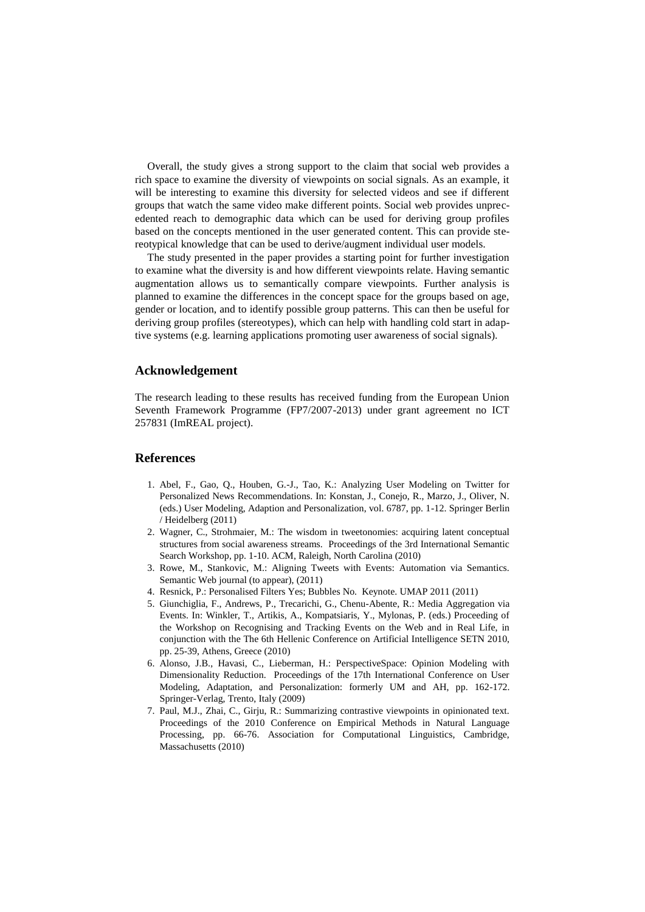Overall, the study gives a strong support to the claim that social web provides a rich space to examine the diversity of viewpoints on social signals. As an example, it will be interesting to examine this diversity for selected videos and see if different groups that watch the same video make different points. Social web provides unprecedented reach to demographic data which can be used for deriving group profiles based on the concepts mentioned in the user generated content. This can provide stereotypical knowledge that can be used to derive/augment individual user models.

The study presented in the paper provides a starting point for further investigation to examine what the diversity is and how different viewpoints relate. Having semantic augmentation allows us to semantically compare viewpoints. Further analysis is planned to examine the differences in the concept space for the groups based on age, gender or location, and to identify possible group patterns. This can then be useful for deriving group profiles (stereotypes), which can help with handling cold start in adaptive systems (e.g. learning applications promoting user awareness of social signals).

## Acknowledgement

The research leading to these results has received funding from the European Union Seventh Framework Programme (FP7/2007-2013) under grant agreement no ICT 257831 (ImREAL project).

## References

1. Abel, F., Gao, Q., Houben, G.-J., Tao, K.: Analyzing User Modeling on Twitter for Personalized News Recommendations. In: Konstan, J., Conejo, R., Marzo, J., Oliver, N. (eds.) User Modeling, Adaption and Personalization, vol. 6787, pp. 1-12. Springer Berlin / Heidelberg (2011)
2. Wagner, C., Strohmaier, M.: The wisdom in tweetonomies: acquiring latent conceptual structures from social awareness streams. Proceedings of the 3rd International Semantic Search Workshop, pp. 1-10. ACM, Raleigh, North Carolina (2010)
3. Rowe, M., Stankovic, M.: Aligning Tweets with Events: Automation via Semantics. Semantic Web journal (to appear), (2011)
4. Resnick, P.: Personalised Filters Yes; Bubbles No. Keynote. UMAP 2011 (2011)
5. Giunchiglia, F., Andrews, P., Trecarichi, G., Chenu-Abente, R.: Media Aggregation via Events. In: Winkler, T., Artikis, A., Kompatsiaris, Y., Mylonas, P. (eds.) Proceeding of the Workshop on Recognising and Tracking Events on the Web and in Real Life, in conjunction with the The 6th Hellenic Conference on Artificial Intelligence SETN 2010, pp. 25-39, Athens, Greece (2010)
6. Alonso, J.B., Havasi, C., Lieberman, H.: PerspectiveSpace: Opinion Modeling with Dimensionality Reduction. Proceedings of the 17th International Conference on User Modeling, Adaptation, and Personalization: formerly UM and AH, pp. 162-172. Springer-Verlag, Trento, Italy (2009)
7. Paul, M.J., Zhai, C., Girju, R.: Summarizing contrastive viewpoints in opinionated text. Proceedings of the 2010 Conference on Empirical Methods in Natural Language Processing, pp. 66-76. Association for Computational Linguistics, Cambridge, Massachusetts (2010)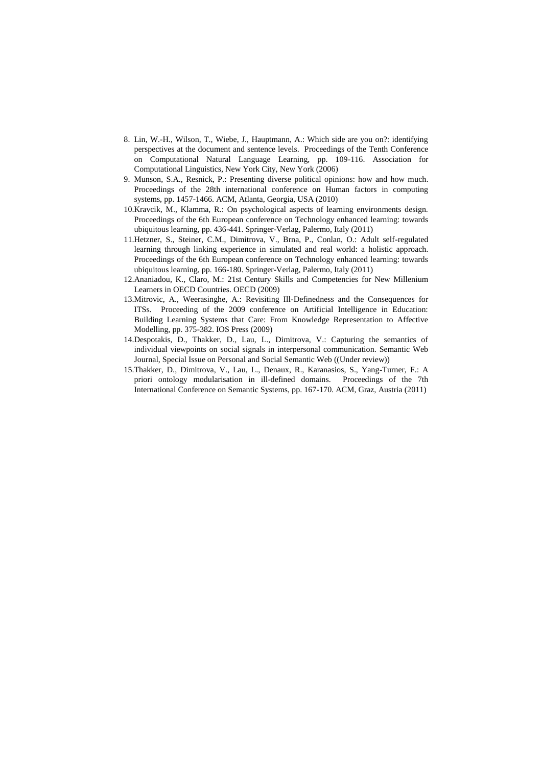8. Lin, W.-H., Wilson, T., Wiebe, J., Hauptmann, A.: Which side are you on?: identifying perspectives at the document and sentence levels. Proceedings of the Tenth Conference on Computational Natural Language Learning, pp. 109-116. Association for Computational Linguistics, New York City, New York (2006)
9. Munson, S.A., Resnick, P.: Presenting diverse political opinions: how and how much. Proceedings of the 28th international conference on Human factors in computing systems, pp. 1457-1466. ACM, Atlanta, Georgia, USA (2010)
10. Kravcik, M., Klamma, R.: On psychological aspects of learning environments design. Proceedings of the 6th European conference on Technology enhanced learning: towards ubiquitous learning, pp. 436-441. Springer-Verlag, Palermo, Italy (2011)
11. Hetzner, S., Steiner, C.M., Dimitrova, V., Brna, P., Conlan, O.: Adult self-regulated learning through linking experience in simulated and real world: a holistic approach. Proceedings of the 6th European conference on Technology enhanced learning: towards ubiquitous learning, pp. 166-180. Springer-Verlag, Palermo, Italy (2011)
12. Ananiadou, K., Claro, M.: 21st Century Skills and Competencies for New Millenium Learners in OECD Countries. OECD (2009)
13. Mitrovic, A., Weerasinghe, A.: Revisiting Ill-Definedness and the Consequences for ITSs. Proceeding of the 2009 conference on Artificial Intelligence in Education: Building Learning Systems that Care: From Knowledge Representation to Affective Modelling, pp. 375-382. IOS Press (2009)
14. Despotakis, D., Thakker, D., Lau, L., Dimitrova, V.: Capturing the semantics of individual viewpoints on social signals in interpersonal communication. Semantic Web Journal, Special Issue on Personal and Social Semantic Web ((Under review))
15. Thakker, D., Dimitrova, V., Lau, L., Denaux, R., Karanasios, S., Yang-Turner, F.: A priori ontology modularisation in ill-defined domains. Proceedings of the 7th International Conference on Semantic Systems, pp. 167-170. ACM, Graz, Austria (2011)